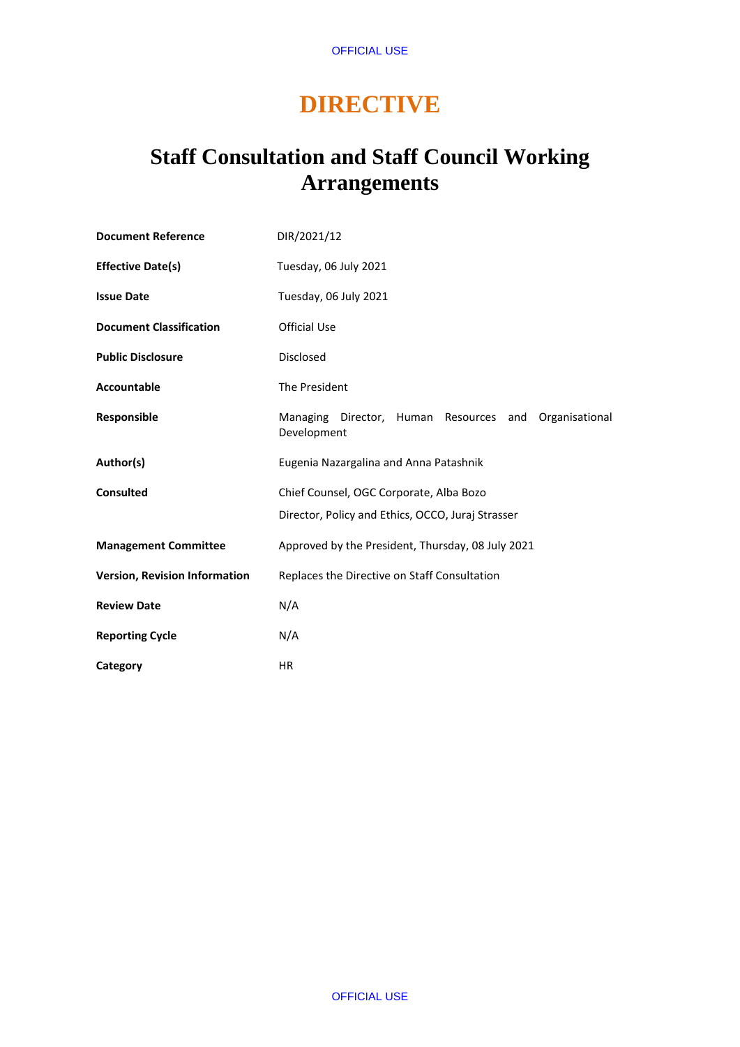# DIRECTIVE

## Staff Consultation and Staff Council Working Arrangements

| | |
|---|---|
| **Document Reference** | DIR/2021/12 |
| **Effective Date(s)** | Tuesday, 06 July 2021 |
| **Issue Date** | Tuesday, 06 July 2021 |
| **Document Classification** | Official Use |
| **Public Disclosure** | Disclosed |
| **Accountable** | The President |
| **Responsible** | Managing Director, Human Resources and Organisational Development |
| **Author(s)** | Eugenia Nazargalina and Anna Patashnik |
| **Consulted** | Chief Counsel, OGC Corporate, Alba Bozo<br>Director, Policy and Ethics, OCCO, Juraj Strasser |
| **Management Committee** | Approved by the President, Thursday, 08 July 2021 |
| **Version, Revision Information** | Replaces the Directive on Staff Consultation |
| **Review Date** | N/A |
| **Reporting Cycle** | N/A |
| **Category** | HR |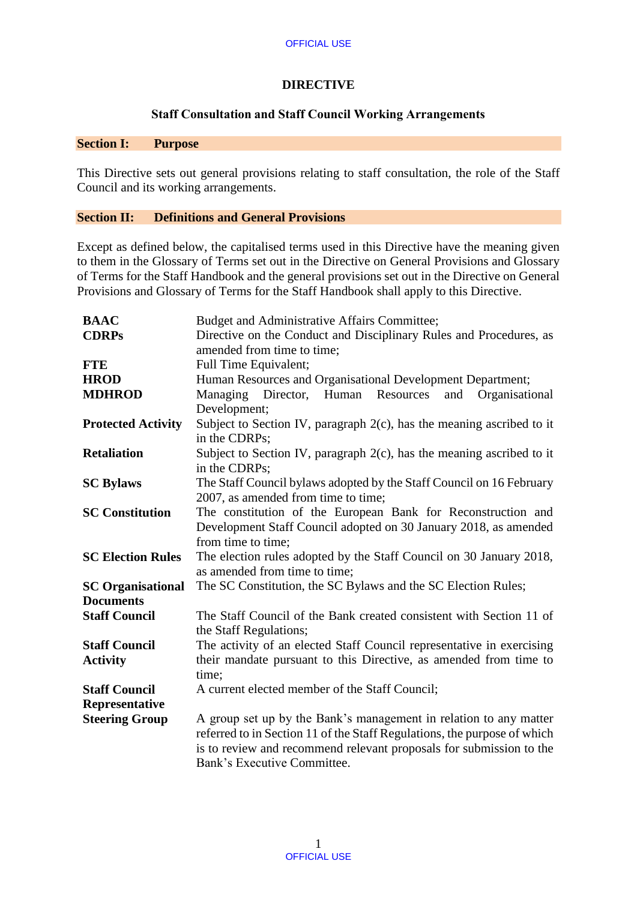# DIRECTIVE

## Staff Consultation and Staff Council Working Arrangements

### Section I: Purpose

This Directive sets out general provisions relating to staff consultation, the role of the Staff Council and its working arrangements.

### Section II: Definitions and General Provisions

Except as defined below, the capitalised terms used in this Directive have the meaning given to them in the Glossary of Terms set out in the Directive on General Provisions and Glossary of Terms for the Staff Handbook and the general provisions set out in the Directive on General Provisions and Glossary of Terms for the Staff Handbook shall apply to this Directive.

| | |
|---|---|
| **BAAC** | Budget and Administrative Affairs Committee; |
| **CDRPs** | Directive on the Conduct and Disciplinary Rules and Procedures, as amended from time to time; |
| **FTE** | Full Time Equivalent; |
| **HROD** | Human Resources and Organisational Development Department; |
| **MDHROD** | Managing Director, Human Resources and Organisational Development; |
| **Protected Activity** | Subject to Section IV, paragraph 2(c), has the meaning ascribed to it in the CDRPs; |
| **Retaliation** | Subject to Section IV, paragraph 2(c), has the meaning ascribed to it in the CDRPs; |
| **SC Bylaws** | The Staff Council bylaws adopted by the Staff Council on 16 February 2007, as amended from time to time; |
| **SC Constitution** | The constitution of the European Bank for Reconstruction and Development Staff Council adopted on 30 January 2018, as amended from time to time; |
| **SC Election Rules** | The election rules adopted by the Staff Council on 30 January 2018, as amended from time to time; |
| **SC Organisational Documents** | The SC Constitution, the SC Bylaws and the SC Election Rules; |
| **Staff Council** | The Staff Council of the Bank created consistent with Section 11 of the Staff Regulations; |
| **Staff Council Activity** | The activity of an elected Staff Council representative in exercising their mandate pursuant to this Directive, as amended from time to time; |
| **Staff Council Representative** | A current elected member of the Staff Council; |
| **Steering Group** | A group set up by the Bank's management in relation to any matter referred to in Section 11 of the Staff Regulations, the purpose of which is to review and recommend relevant proposals for submission to the Bank's Executive Committee. |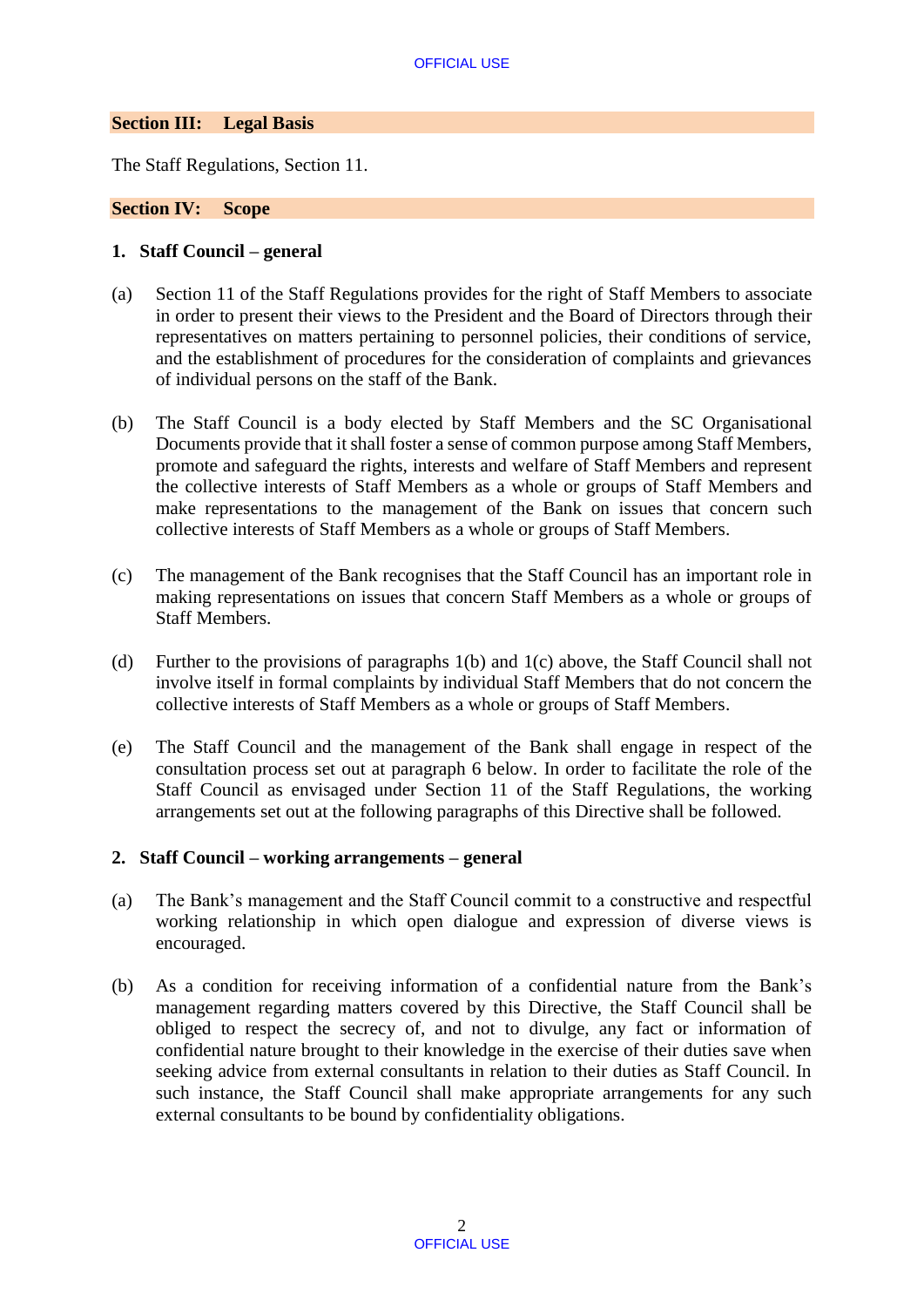## Section III: Legal Basis

The Staff Regulations, Section 11.

## Section IV: Scope

### 1. Staff Council – general

(a) Section 11 of the Staff Regulations provides for the right of Staff Members to associate in order to present their views to the President and the Board of Directors through their representatives on matters pertaining to personnel policies, their conditions of service, and the establishment of procedures for the consideration of complaints and grievances of individual persons on the staff of the Bank.

(b) The Staff Council is a body elected by Staff Members and the SC Organisational Documents provide that it shall foster a sense of common purpose among Staff Members, promote and safeguard the rights, interests and welfare of Staff Members and represent the collective interests of Staff Members as a whole or groups of Staff Members and make representations to the management of the Bank on issues that concern such collective interests of Staff Members as a whole or groups of Staff Members.

(c) The management of the Bank recognises that the Staff Council has an important role in making representations on issues that concern Staff Members as a whole or groups of Staff Members.

(d) Further to the provisions of paragraphs 1(b) and 1(c) above, the Staff Council shall not involve itself in formal complaints by individual Staff Members that do not concern the collective interests of Staff Members as a whole or groups of Staff Members.

(e) The Staff Council and the management of the Bank shall engage in respect of the consultation process set out at paragraph 6 below. In order to facilitate the role of the Staff Council as envisaged under Section 11 of the Staff Regulations, the working arrangements set out at the following paragraphs of this Directive shall be followed.

### 2. Staff Council – working arrangements – general

(a) The Bank's management and the Staff Council commit to a constructive and respectful working relationship in which open dialogue and expression of diverse views is encouraged.

(b) As a condition for receiving information of a confidential nature from the Bank's management regarding matters covered by this Directive, the Staff Council shall be obliged to respect the secrecy of, and not to divulge, any fact or information of confidential nature brought to their knowledge in the exercise of their duties save when seeking advice from external consultants in relation to their duties as Staff Council. In such instance, the Staff Council shall make appropriate arrangements for any such external consultants to be bound by confidentiality obligations.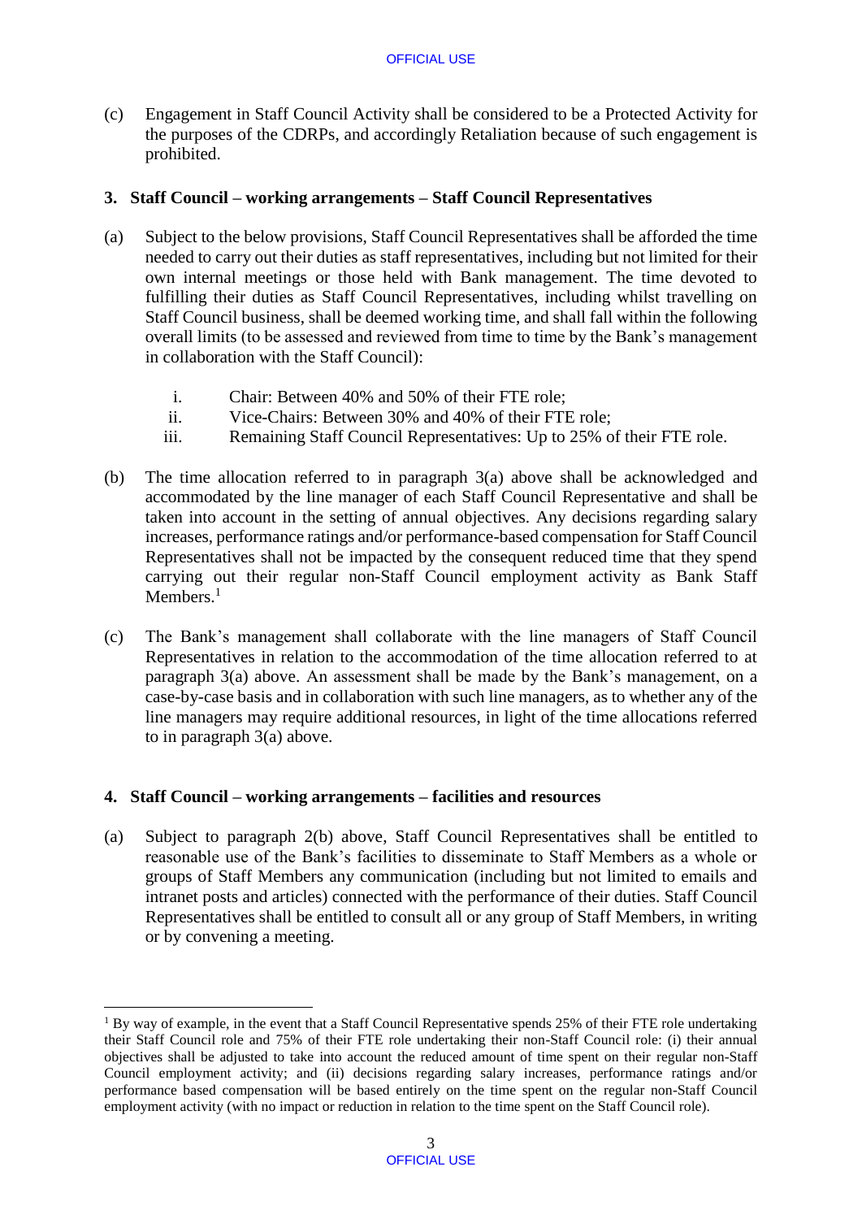(c) Engagement in Staff Council Activity shall be considered to be a Protected Activity for the purposes of the CDRPs, and accordingly Retaliation because of such engagement is prohibited.

## 3. Staff Council – working arrangements – Staff Council Representatives

(a) Subject to the below provisions, Staff Council Representatives shall be afforded the time needed to carry out their duties as staff representatives, including but not limited for their own internal meetings or those held with Bank management. The time devoted to fulfilling their duties as Staff Council Representatives, including whilst travelling on Staff Council business, shall be deemed working time, and shall fall within the following overall limits (to be assessed and reviewed from time to time by the Bank's management in collaboration with the Staff Council):

   i. Chair: Between 40% and 50% of their FTE role;
   ii. Vice-Chairs: Between 30% and 40% of their FTE role;
   iii. Remaining Staff Council Representatives: Up to 25% of their FTE role.

(b) The time allocation referred to in paragraph 3(a) above shall be acknowledged and accommodated by the line manager of each Staff Council Representative and shall be taken into account in the setting of annual objectives. Any decisions regarding salary increases, performance ratings and/or performance-based compensation for Staff Council Representatives shall not be impacted by the consequent reduced time that they spend carrying out their regular non-Staff Council employment activity as Bank Staff Members.[1]

(c) The Bank's management shall collaborate with the line managers of Staff Council Representatives in relation to the accommodation of the time allocation referred to at paragraph 3(a) above. An assessment shall be made by the Bank's management, on a case-by-case basis and in collaboration with such line managers, as to whether any of the line managers may require additional resources, in light of the time allocations referred to in paragraph 3(a) above.

## 4. Staff Council – working arrangements – facilities and resources

(a) Subject to paragraph 2(b) above, Staff Council Representatives shall be entitled to reasonable use of the Bank's facilities to disseminate to Staff Members as a whole or groups of Staff Members any communication (including but not limited to emails and intranet posts and articles) connected with the performance of their duties. Staff Council Representatives shall be entitled to consult all or any group of Staff Members, in writing or by convening a meeting.

---

[1] By way of example, in the event that a Staff Council Representative spends 25% of their FTE role undertaking their Staff Council role and 75% of their FTE role undertaking their non-Staff Council role: (i) their annual objectives shall be adjusted to take into account the reduced amount of time spent on their regular non-Staff Council employment activity; and (ii) decisions regarding salary increases, performance ratings and/or performance based compensation will be based entirely on the time spent on the regular non-Staff Council employment activity (with no impact or reduction in relation to the time spent on the Staff Council role).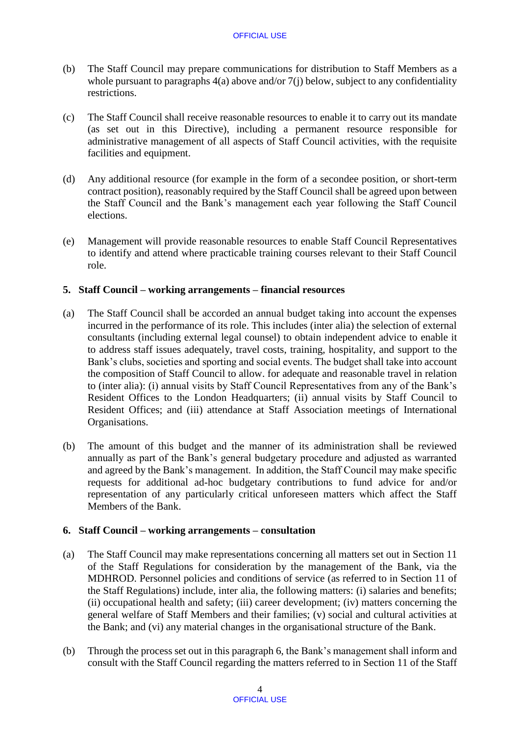(b) The Staff Council may prepare communications for distribution to Staff Members as a whole pursuant to paragraphs 4(a) above and/or 7(j) below, subject to any confidentiality restrictions.

(c) The Staff Council shall receive reasonable resources to enable it to carry out its mandate (as set out in this Directive), including a permanent resource responsible for administrative management of all aspects of Staff Council activities, with the requisite facilities and equipment.

(d) Any additional resource (for example in the form of a secondee position, or short-term contract position), reasonably required by the Staff Council shall be agreed upon between the Staff Council and the Bank's management each year following the Staff Council elections.

(e) Management will provide reasonable resources to enable Staff Council Representatives to identify and attend where practicable training courses relevant to their Staff Council role.

## 5. Staff Council – working arrangements – financial resources

(a) The Staff Council shall be accorded an annual budget taking into account the expenses incurred in the performance of its role. This includes (inter alia) the selection of external consultants (including external legal counsel) to obtain independent advice to enable it to address staff issues adequately, travel costs, training, hospitality, and support to the Bank's clubs, societies and sporting and social events. The budget shall take into account the composition of Staff Council to allow. for adequate and reasonable travel in relation to (inter alia): (i) annual visits by Staff Council Representatives from any of the Bank's Resident Offices to the London Headquarters; (ii) annual visits by Staff Council to Resident Offices; and (iii) attendance at Staff Association meetings of International Organisations.

(b) The amount of this budget and the manner of its administration shall be reviewed annually as part of the Bank's general budgetary procedure and adjusted as warranted and agreed by the Bank's management. In addition, the Staff Council may make specific requests for additional ad-hoc budgetary contributions to fund advice for and/or representation of any particularly critical unforeseen matters which affect the Staff Members of the Bank.

## 6. Staff Council – working arrangements – consultation

(a) The Staff Council may make representations concerning all matters set out in Section 11 of the Staff Regulations for consideration by the management of the Bank, via the MDHROD. Personnel policies and conditions of service (as referred to in Section 11 of the Staff Regulations) include, inter alia, the following matters: (i) salaries and benefits; (ii) occupational health and safety; (iii) career development; (iv) matters concerning the general welfare of Staff Members and their families; (v) social and cultural activities at the Bank; and (vi) any material changes in the organisational structure of the Bank.

(b) Through the process set out in this paragraph 6, the Bank's management shall inform and consult with the Staff Council regarding the matters referred to in Section 11 of the Staff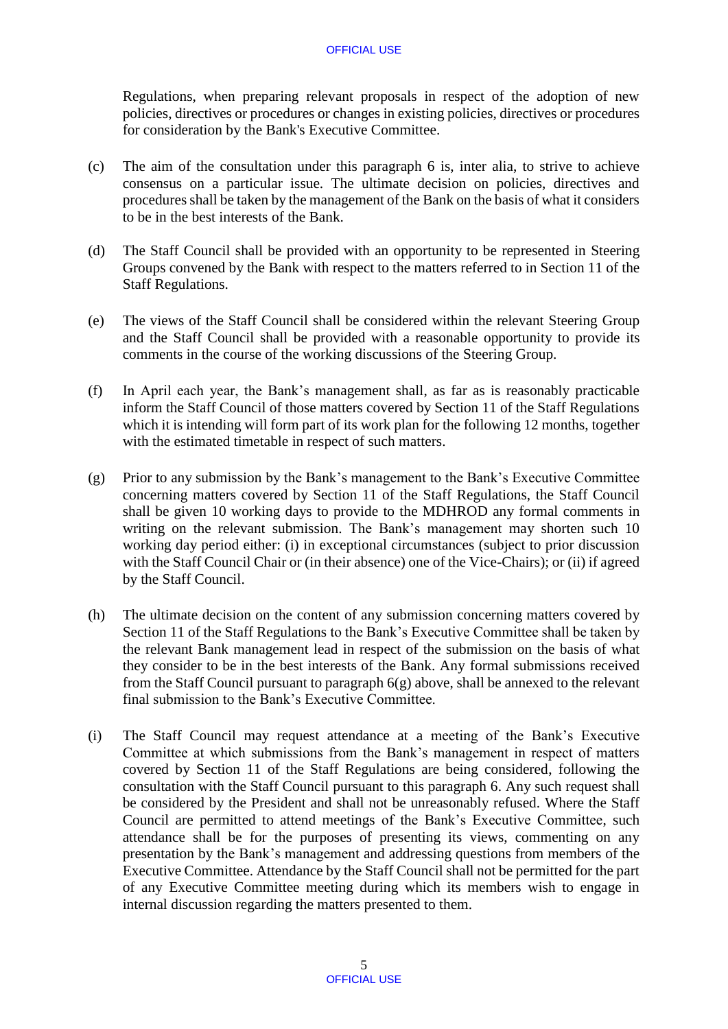Regulations, when preparing relevant proposals in respect of the adoption of new policies, directives or procedures or changes in existing policies, directives or procedures for consideration by the Bank's Executive Committee.

(c) The aim of the consultation under this paragraph 6 is, inter alia, to strive to achieve consensus on a particular issue. The ultimate decision on policies, directives and procedures shall be taken by the management of the Bank on the basis of what it considers to be in the best interests of the Bank.

(d) The Staff Council shall be provided with an opportunity to be represented in Steering Groups convened by the Bank with respect to the matters referred to in Section 11 of the Staff Regulations.

(e) The views of the Staff Council shall be considered within the relevant Steering Group and the Staff Council shall be provided with a reasonable opportunity to provide its comments in the course of the working discussions of the Steering Group.

(f) In April each year, the Bank's management shall, as far as is reasonably practicable inform the Staff Council of those matters covered by Section 11 of the Staff Regulations which it is intending will form part of its work plan for the following 12 months, together with the estimated timetable in respect of such matters.

(g) Prior to any submission by the Bank's management to the Bank's Executive Committee concerning matters covered by Section 11 of the Staff Regulations, the Staff Council shall be given 10 working days to provide to the MDHROD any formal comments in writing on the relevant submission. The Bank's management may shorten such 10 working day period either: (i) in exceptional circumstances (subject to prior discussion with the Staff Council Chair or (in their absence) one of the Vice-Chairs); or (ii) if agreed by the Staff Council.

(h) The ultimate decision on the content of any submission concerning matters covered by Section 11 of the Staff Regulations to the Bank's Executive Committee shall be taken by the relevant Bank management lead in respect of the submission on the basis of what they consider to be in the best interests of the Bank. Any formal submissions received from the Staff Council pursuant to paragraph 6(g) above, shall be annexed to the relevant final submission to the Bank's Executive Committee.

(i) The Staff Council may request attendance at a meeting of the Bank's Executive Committee at which submissions from the Bank's management in respect of matters covered by Section 11 of the Staff Regulations are being considered, following the consultation with the Staff Council pursuant to this paragraph 6. Any such request shall be considered by the President and shall not be unreasonably refused. Where the Staff Council are permitted to attend meetings of the Bank's Executive Committee, such attendance shall be for the purposes of presenting its views, commenting on any presentation by the Bank's management and addressing questions from members of the Executive Committee. Attendance by the Staff Council shall not be permitted for the part of any Executive Committee meeting during which its members wish to engage in internal discussion regarding the matters presented to them.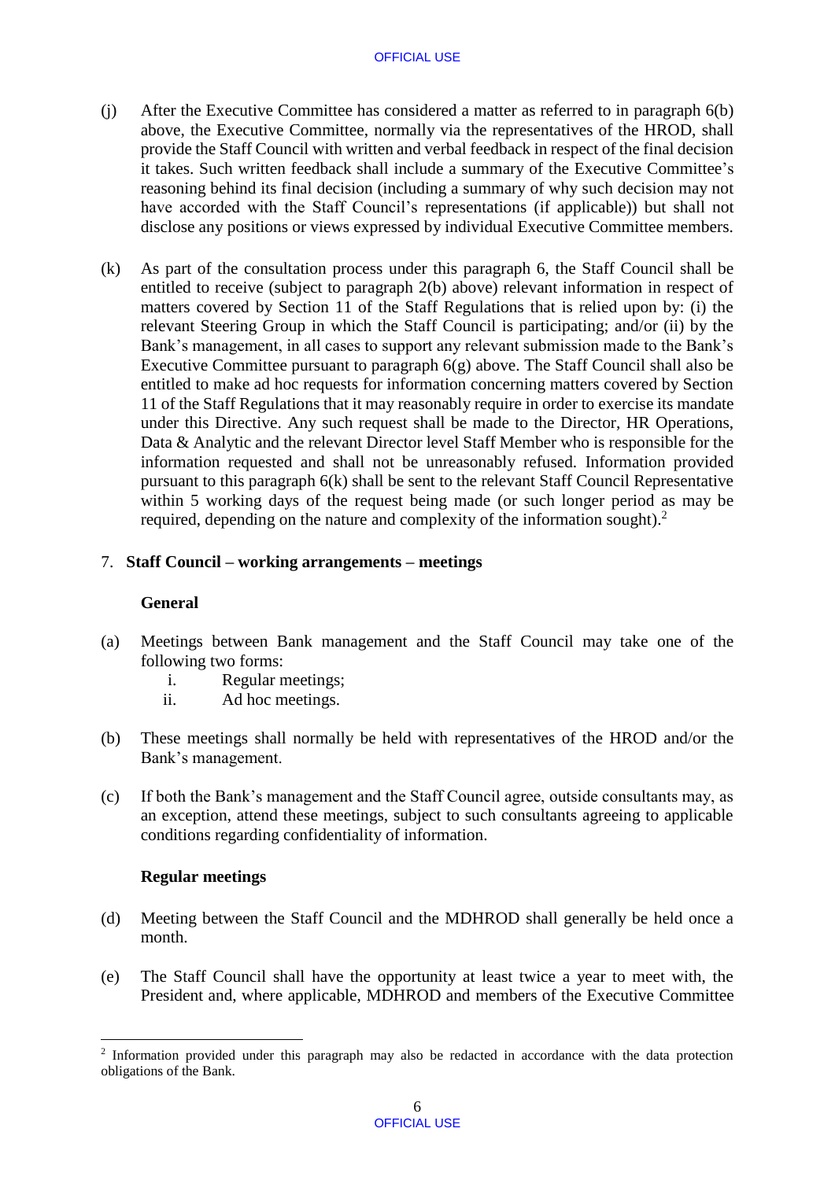(j) After the Executive Committee has considered a matter as referred to in paragraph 6(b) above, the Executive Committee, normally via the representatives of the HROD, shall provide the Staff Council with written and verbal feedback in respect of the final decision it takes. Such written feedback shall include a summary of the Executive Committee's reasoning behind its final decision (including a summary of why such decision may not have accorded with the Staff Council's representations (if applicable)) but shall not disclose any positions or views expressed by individual Executive Committee members.

(k) As part of the consultation process under this paragraph 6, the Staff Council shall be entitled to receive (subject to paragraph 2(b) above) relevant information in respect of matters covered by Section 11 of the Staff Regulations that is relied upon by: (i) the relevant Steering Group in which the Staff Council is participating; and/or (ii) by the Bank's management, in all cases to support any relevant submission made to the Bank's Executive Committee pursuant to paragraph 6(g) above. The Staff Council shall also be entitled to make ad hoc requests for information concerning matters covered by Section 11 of the Staff Regulations that it may reasonably require in order to exercise its mandate under this Directive. Any such request shall be made to the Director, HR Operations, Data & Analytic and the relevant Director level Staff Member who is responsible for the information requested and shall not be unreasonably refused. Information provided pursuant to this paragraph 6(k) shall be sent to the relevant Staff Council Representative within 5 working days of the request being made (or such longer period as may be required, depending on the nature and complexity of the information sought).[2]

## 7. Staff Council – working arrangements – meetings

### General

(a) Meetings between Bank management and the Staff Council may take one of the following two forms:

   i. Regular meetings;
   ii. Ad hoc meetings.

(b) These meetings shall normally be held with representatives of the HROD and/or the Bank's management.

(c) If both the Bank's management and the Staff Council agree, outside consultants may, as an exception, attend these meetings, subject to such consultants agreeing to applicable conditions regarding confidentiality of information.

### Regular meetings

(d) Meeting between the Staff Council and the MDHROD shall generally be held once a month.

(e) The Staff Council shall have the opportunity at least twice a year to meet with, the President and, where applicable, MDHROD and members of the Executive Committee

---

[2] Information provided under this paragraph may also be redacted in accordance with the data protection obligations of the Bank.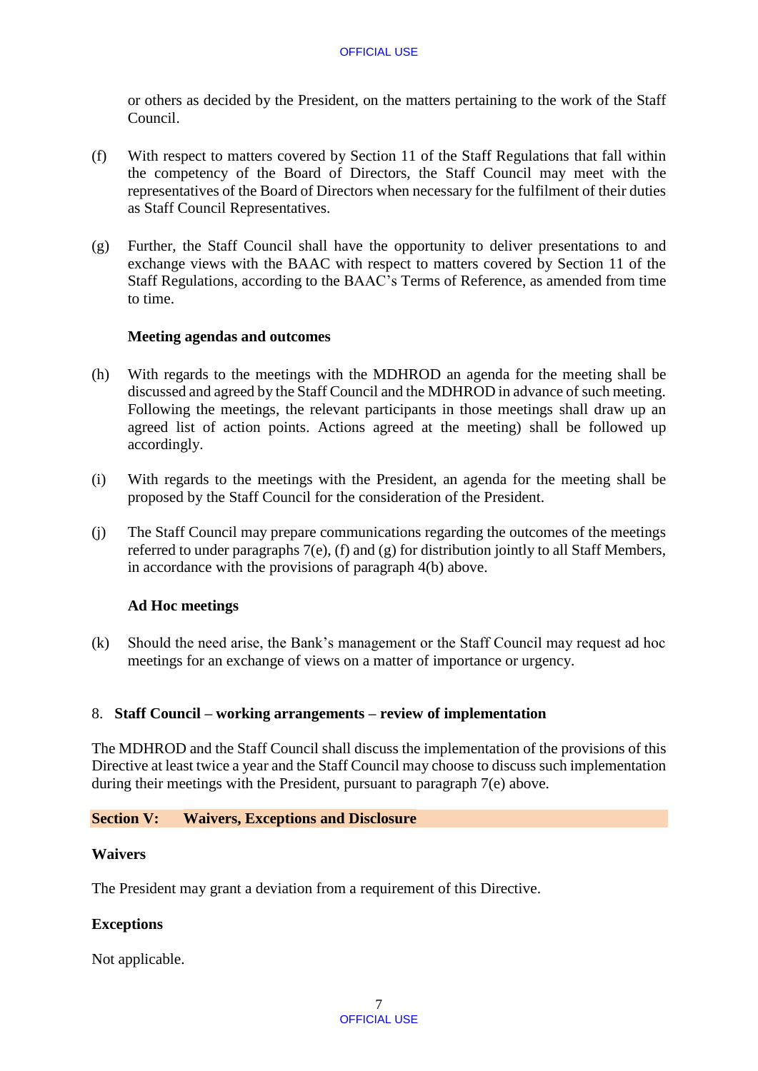or others as decided by the President, on the matters pertaining to the work of the Staff Council.

(f) With respect to matters covered by Section 11 of the Staff Regulations that fall within the competency of the Board of Directors, the Staff Council may meet with the representatives of the Board of Directors when necessary for the fulfilment of their duties as Staff Council Representatives.

(g) Further, the Staff Council shall have the opportunity to deliver presentations to and exchange views with the BAAC with respect to matters covered by Section 11 of the Staff Regulations, according to the BAAC's Terms of Reference, as amended from time to time.

**Meeting agendas and outcomes**

(h) With regards to the meetings with the MDHROD an agenda for the meeting shall be discussed and agreed by the Staff Council and the MDHROD in advance of such meeting. Following the meetings, the relevant participants in those meetings shall draw up an agreed list of action points. Actions agreed at the meeting) shall be followed up accordingly.

(i) With regards to the meetings with the President, an agenda for the meeting shall be proposed by the Staff Council for the consideration of the President.

(j) The Staff Council may prepare communications regarding the outcomes of the meetings referred to under paragraphs 7(e), (f) and (g) for distribution jointly to all Staff Members, in accordance with the provisions of paragraph 4(b) above.

**Ad Hoc meetings**

(k) Should the need arise, the Bank's management or the Staff Council may request ad hoc meetings for an exchange of views on a matter of importance or urgency.

### 8. Staff Council – working arrangements – review of implementation

The MDHROD and the Staff Council shall discuss the implementation of the provisions of this Directive at least twice a year and the Staff Council may choose to discuss such implementation during their meetings with the President, pursuant to paragraph 7(e) above.

## Section V: Waivers, Exceptions and Disclosure

**Waivers**

The President may grant a deviation from a requirement of this Directive.

**Exceptions**

Not applicable.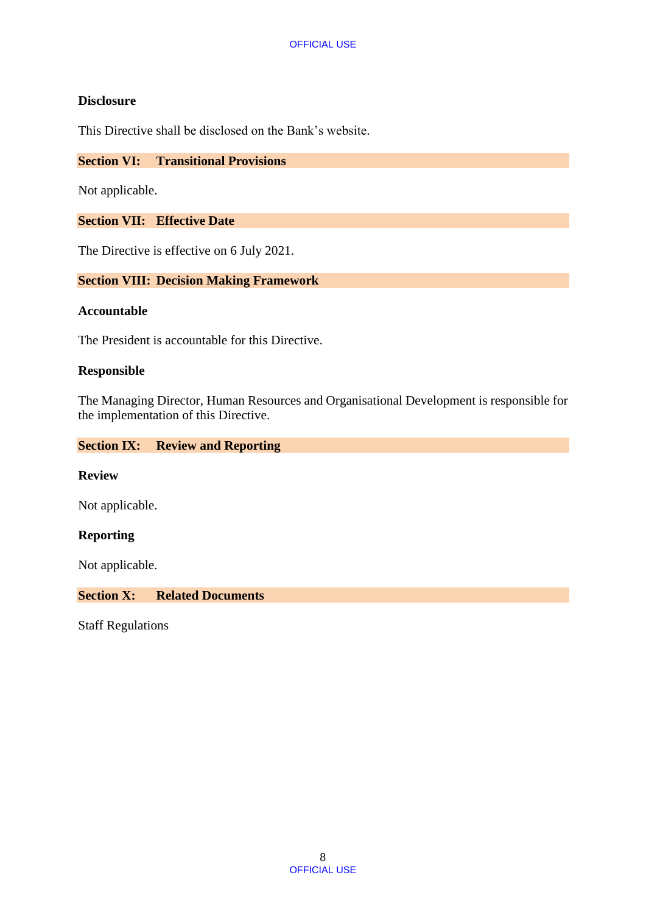### Disclosure

This Directive shall be disclosed on the Bank's website.

## Section VI: Transitional Provisions

Not applicable.

## Section VII: Effective Date

The Directive is effective on 6 July 2021.

## Section VIII: Decision Making Framework

### Accountable

The President is accountable for this Directive.

### Responsible

The Managing Director, Human Resources and Organisational Development is responsible for the implementation of this Directive.

## Section IX: Review and Reporting

### Review

Not applicable.

### Reporting

Not applicable.

## Section X: Related Documents

Staff Regulations